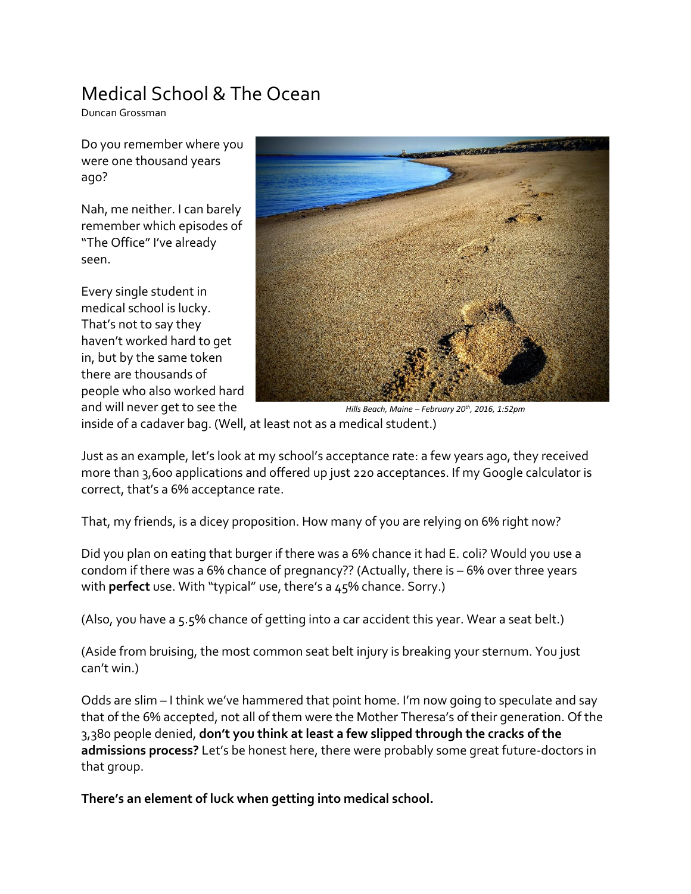# Medical School & The Ocean

Duncan Grossman

Do you remember where you were one thousand years ago?

Nah, me neither. I can barely remember which episodes of "The Office" I've already seen.

Every single student in medical school is lucky. That's not to say they haven't worked hard to get in, but by the same token there are thousands of people who also worked hard and will never get to see the inside of a cadaver bag. (Well, at least not as a medical student.)

*Hills Beach, Maine – February 20th, 2016, 1:52pm*

Just as an example, let's look at my school's acceptance rate: a few years ago, they received more than 3,600 applications and offered up just 220 acceptances. If my Google calculator is correct, that's a 6% acceptance rate.

That, my friends, is a dicey proposition. How many of you are relying on 6% right now?

Did you plan on eating that burger if there was a 6% chance it had E. coli? Would you use a condom if there was a 6% chance of pregnancy?? (Actually, there is – 6% over three years with **perfect** use. With "typical" use, there's a 45% chance. Sorry.)

(Also, you have a 5.5% chance of getting into a car accident this year. Wear a seat belt.)

(Aside from bruising, the most common seat belt injury is breaking your sternum. You just can't win.)

Odds are slim – I think we've hammered that point home. I'm now going to speculate and say that of the 6% accepted, not all of them were the Mother Theresa's of their generation. Of the 3,380 people denied, **don't you think at least a few slipped through the cracks of the admissions process?** Let's be honest here, there were probably some great future-doctors in that group.

**There's an element of luck when getting into medical school.**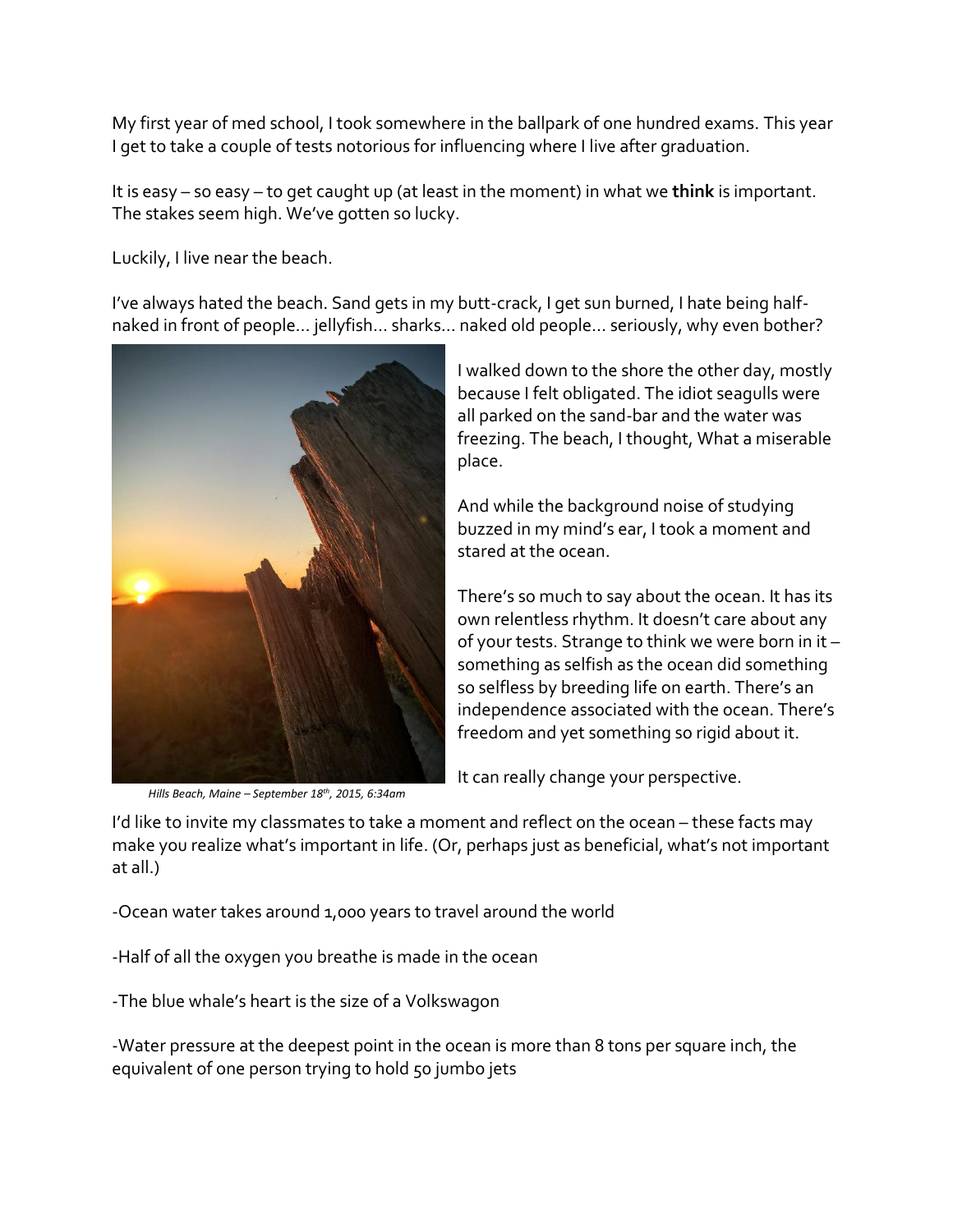My first year of med school, I took somewhere in the ballpark of one hundred exams. This year I get to take a couple of tests notorious for influencing where I live after graduation.

It is easy – so easy – to get caught up (at least in the moment) in what we **think** is important. The stakes seem high. We've gotten so lucky.

Luckily, I live near the beach.

I've always hated the beach. Sand gets in my butt-crack, I get sun burned, I hate being half-naked in front of people… jellyfish… sharks… naked old people… seriously, why even bother?

*Hills Beach, Maine – September 18th, 2015, 6:34am*

I walked down to the shore the other day, mostly because I felt obligated. The idiot seagulls were all parked on the sand-bar and the water was freezing. The beach, I thought, What a miserable place.

And while the background noise of studying buzzed in my mind's ear, I took a moment and stared at the ocean.

There's so much to say about the ocean. It has its own relentless rhythm. It doesn't care about any of your tests. Strange to think we were born in it – something as selfish as the ocean did something so selfless by breeding life on earth. There's an independence associated with the ocean. There's freedom and yet something so rigid about it.

It can really change your perspective.

I'd like to invite my classmates to take a moment and reflect on the ocean – these facts may make you realize what's important in life. (Or, perhaps just as beneficial, what's not important at all.)

-Ocean water takes around 1,000 years to travel around the world

-Half of all the oxygen you breathe is made in the ocean

-The blue whale's heart is the size of a Volkswagon

-Water pressure at the deepest point in the ocean is more than 8 tons per square inch, the equivalent of one person trying to hold 50 jumbo jets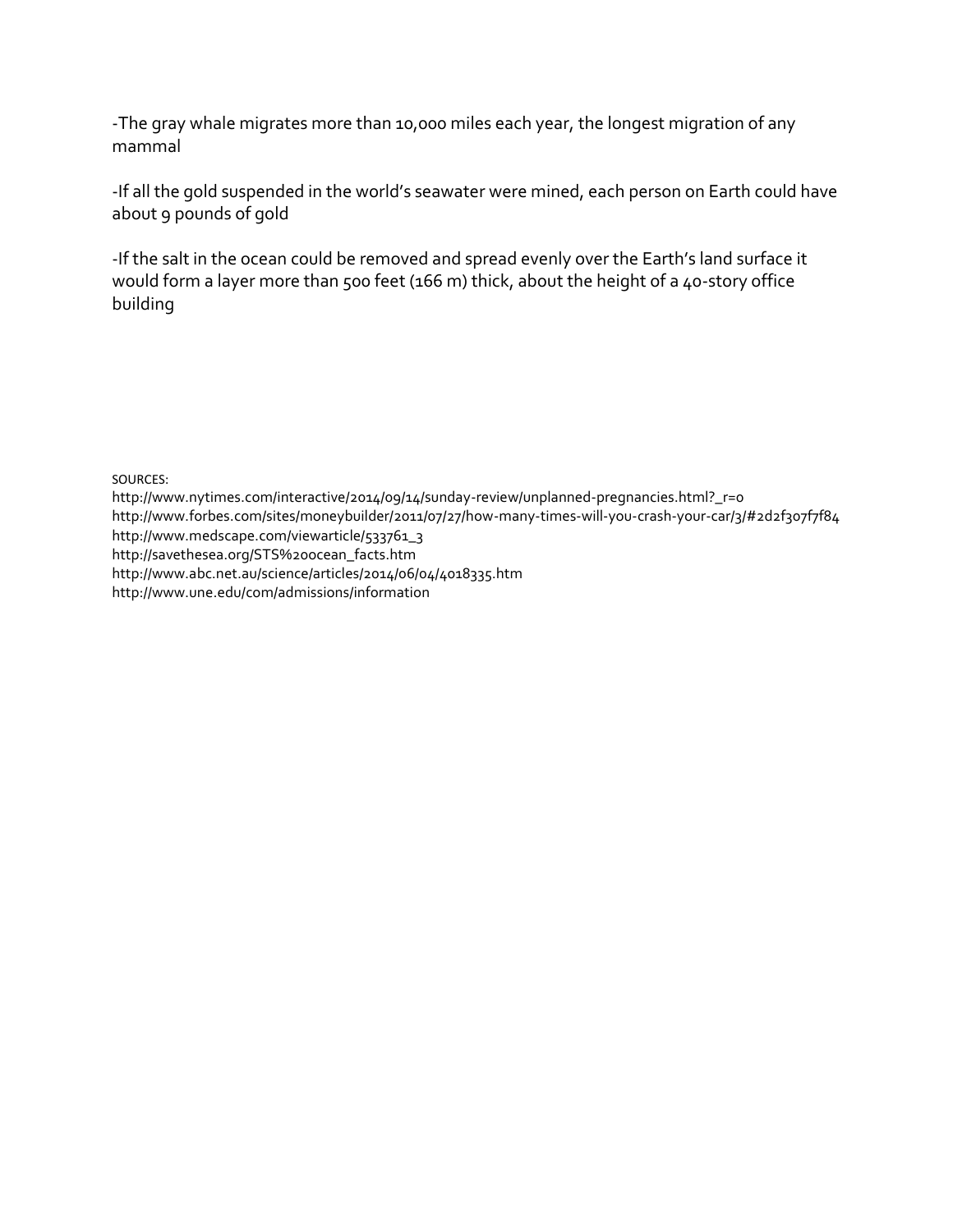-The gray whale migrates more than 10,000 miles each year, the longest migration of any mammal

-If all the gold suspended in the world's seawater were mined, each person on Earth could have about 9 pounds of gold

-If the salt in the ocean could be removed and spread evenly over the Earth's land surface it would form a layer more than 500 feet (166 m) thick, about the height of a 40-story office building

SOURCES:
http://www.nytimes.com/interactive/2014/09/14/sunday-review/unplanned-pregnancies.html?_r=0
http://www.forbes.com/sites/moneybuilder/2011/07/27/how-many-times-will-you-crash-your-car/3/#2d2f307f7f84
http://www.medscape.com/viewarticle/533761_3
http://savethesea.org/STS%20ocean_facts.htm
http://www.abc.net.au/science/articles/2014/06/04/4018335.htm
http://www.une.edu/com/admissions/information